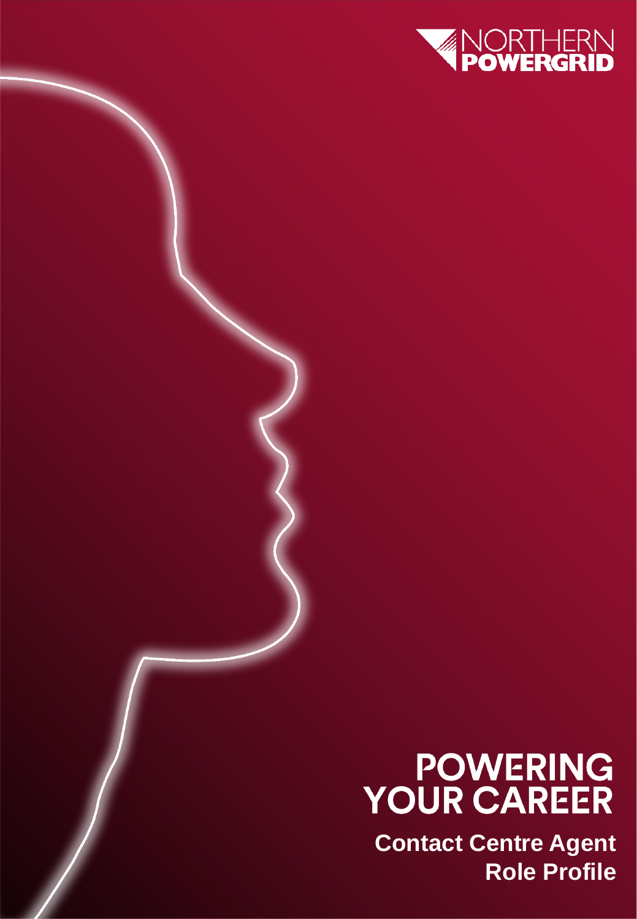NORTHERN POWERGRID

# POWERING YOUR CAREER

**Contact Centre Agent**
**Role Profile**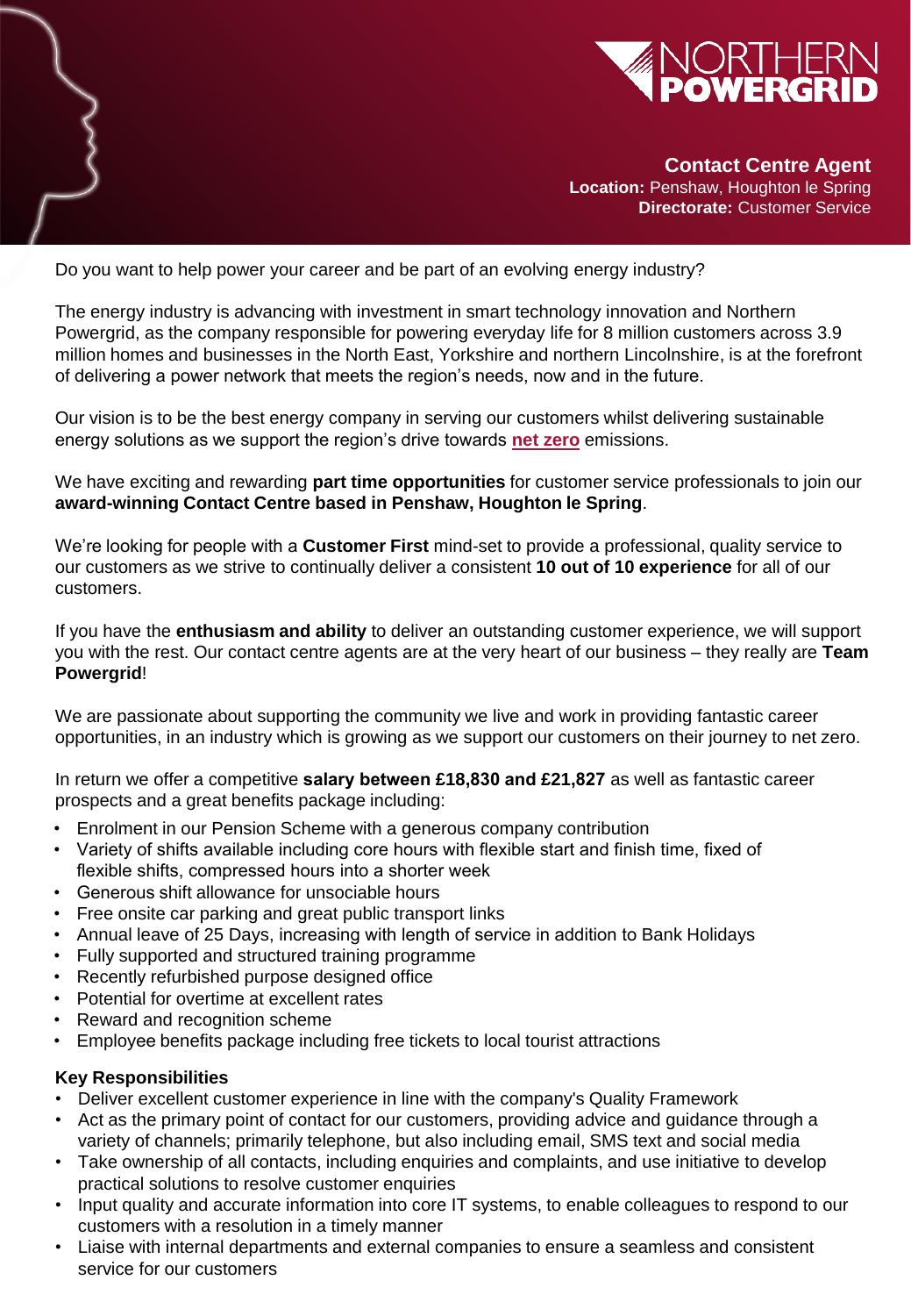**Contact Centre Agent**
**Location:** Penshaw, Houghton le Spring
**Directorate:** Customer Service

Do you want to help power your career and be part of an evolving energy industry?

The energy industry is advancing with investment in smart technology innovation and Northern Powergrid, as the company responsible for powering everyday life for 8 million customers across 3.9 million homes and businesses in the North East, Yorkshire and northern Lincolnshire, is at the forefront of delivering a power network that meets the region's needs, now and in the future.

Our vision is to be the best energy company in serving our customers whilst delivering sustainable energy solutions as we support the region's drive towards **net zero** emissions.

We have exciting and rewarding **part time opportunities** for customer service professionals to join our **award-winning Contact Centre based in Penshaw, Houghton le Spring**.

We're looking for people with a **Customer First** mind-set to provide a professional, quality service to our customers as we strive to continually deliver a consistent **10 out of 10 experience** for all of our customers.

If you have the **enthusiasm and ability** to deliver an outstanding customer experience, we will support you with the rest. Our contact centre agents are at the very heart of our business – they really are **Team Powergrid**!

We are passionate about supporting the community we live and work in providing fantastic career opportunities, in an industry which is growing as we support our customers on their journey to net zero.

In return we offer a competitive **salary between £18,830 and £21,827** as well as fantastic career prospects and a great benefits package including:

- Enrolment in our Pension Scheme with a generous company contribution
- Variety of shifts available including core hours with flexible start and finish time, fixed of flexible shifts, compressed hours into a shorter week
- Generous shift allowance for unsociable hours
- Free onsite car parking and great public transport links
- Annual leave of 25 Days, increasing with length of service in addition to Bank Holidays
- Fully supported and structured training programme
- Recently refurbished purpose designed office
- Potential for overtime at excellent rates
- Reward and recognition scheme
- Employee benefits package including free tickets to local tourist attractions

**Key Responsibilities**

- Deliver excellent customer experience in line with the company's Quality Framework
- Act as the primary point of contact for our customers, providing advice and guidance through a variety of channels; primarily telephone, but also including email, SMS text and social media
- Take ownership of all contacts, including enquiries and complaints, and use initiative to develop practical solutions to resolve customer enquiries
- Input quality and accurate information into core IT systems, to enable colleagues to respond to our customers with a resolution in a timely manner
- Liaise with internal departments and external companies to ensure a seamless and consistent service for our customers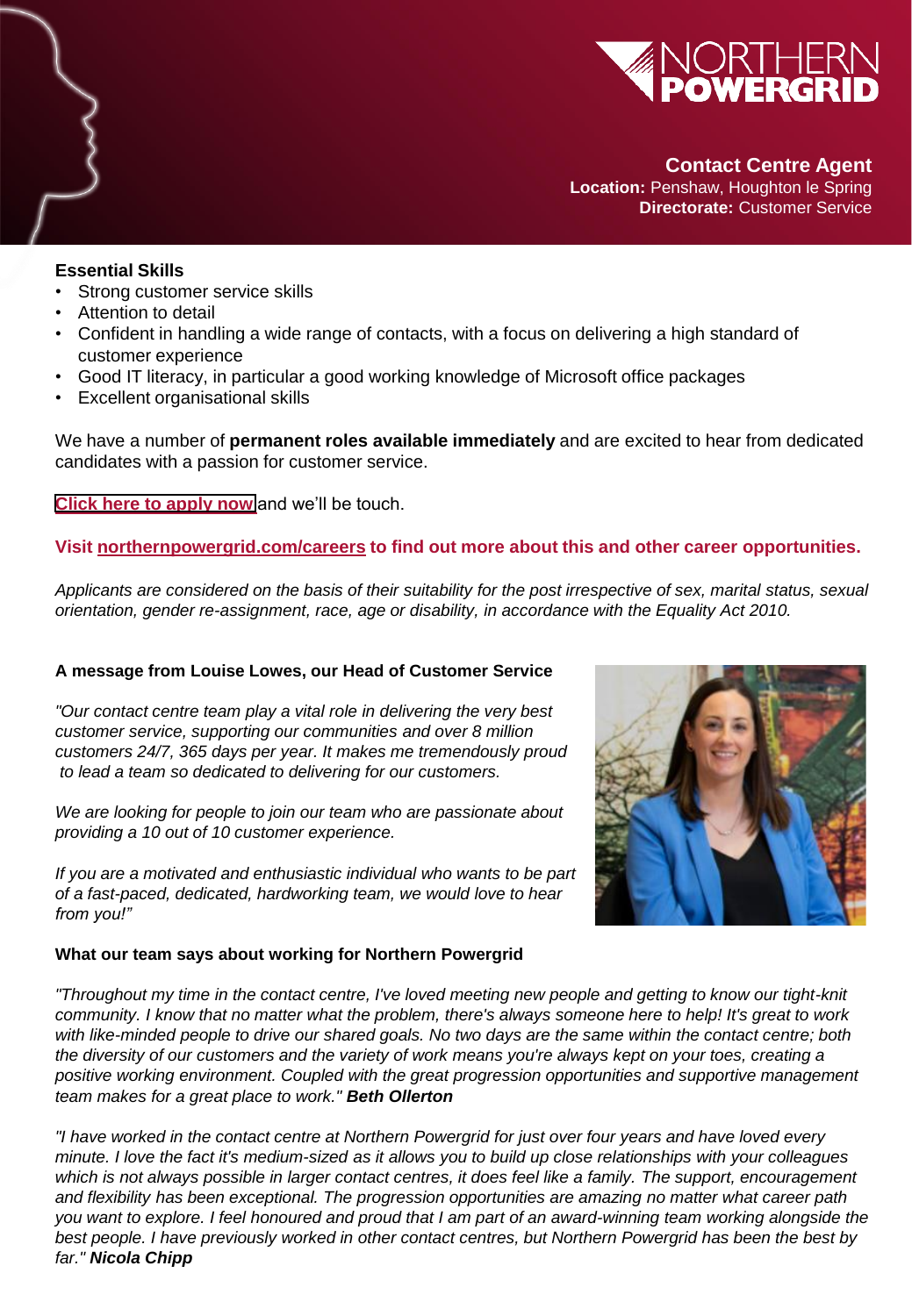NORTHERN POWERGRID

**Contact Centre Agent**
**Location:** Penshaw, Houghton le Spring
**Directorate:** Customer Service

**Essential Skills**

- Strong customer service skills
- Attention to detail
- Confident in handling a wide range of contacts, with a focus on delivering a high standard of customer experience
- Good IT literacy, in particular a good working knowledge of Microsoft office packages
- Excellent organisational skills

We have a number of **permanent roles available immediately** and are excited to hear from dedicated candidates with a passion for customer service.

**Click here to apply now** and we'll be touch.

**Visit northernpowergrid.com/careers to find out more about this and other career opportunities.**

*Applicants are considered on the basis of their suitability for the post irrespective of sex, marital status, sexual orientation, gender re-assignment, race, age or disability, in accordance with the Equality Act 2010.*

**A message from Louise Lowes, our Head of Customer Service**

*"Our contact centre team play a vital role in delivering the very best customer service, supporting our communities and over 8 million customers 24/7, 365 days per year. It makes me tremendously proud to lead a team so dedicated to delivering for our customers.*

*We are looking for people to join our team who are passionate about providing a 10 out of 10 customer experience.*

*If you are a motivated and enthusiastic individual who wants to be part of a fast-paced, dedicated, hardworking team, we would love to hear from you!"*

**What our team says about working for Northern Powergrid**

*"Throughout my time in the contact centre, I've loved meeting new people and getting to know our tight-knit community. I know that no matter what the problem, there's always someone here to help! It's great to work with like-minded people to drive our shared goals. No two days are the same within the contact centre; both the diversity of our customers and the variety of work means you're always kept on your toes, creating a positive working environment. Coupled with the great progression opportunities and supportive management team makes for a great place to work."* ***Beth Ollerton***

*"I have worked in the contact centre at Northern Powergrid for just over four years and have loved every minute. I love the fact it's medium-sized as it allows you to build up close relationships with your colleagues which is not always possible in larger contact centres, it does feel like a family. The support, encouragement and flexibility has been exceptional. The progression opportunities are amazing no matter what career path you want to explore. I feel honoured and proud that I am part of an award-winning team working alongside the best people. I have previously worked in other contact centres, but Northern Powergrid has been the best by far."* ***Nicola Chipp***